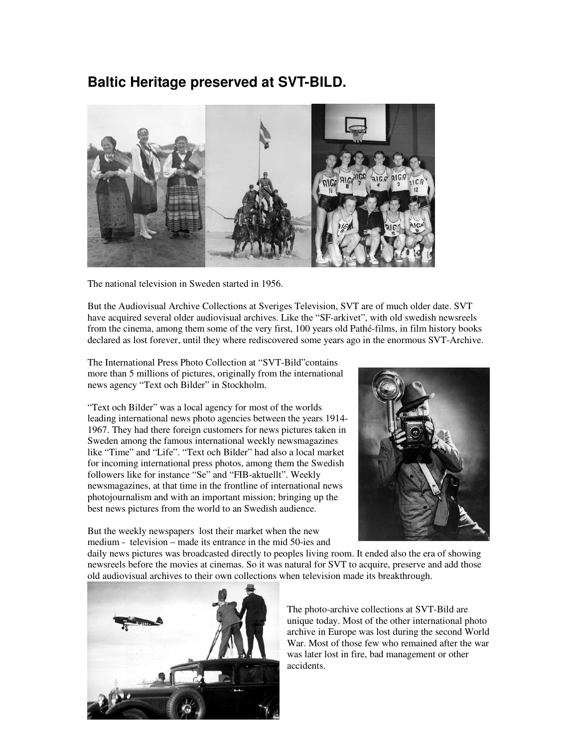# Baltic Heritage preserved at SVT-BILD.

The national television in Sweden started in 1956.

But the Audiovisual Archive Collections at Sveriges Television, SVT are of much older date. SVT have acquired several older audiovisual archives. Like the "SF-arkivet", with old swedish newsreels from the cinema, among them some of the very first, 100 years old Pathé-films, in film history books declared as lost forever, until they where rediscovered some years ago in the enormous SVT-Archive.

The International Press Photo Collection at "SVT-Bild"contains more than 5 millions of pictures, originally from the international news agency "Text och Bilder" in Stockholm.

"Text och Bilder" was a local agency for most of the worlds leading international news photo agencies between the years 1914-1967. They had there foreign customers for news pictures taken in Sweden among the famous international weekly newsmagazines like "Time" and "Life". "Text och Bilder" had also a local market for incoming international press photos, among them the Swedish followers like for instance "Se" and "FIB-aktuellt". Weekly newsmagazines, at that time in the frontline of international news photojournalism and with an important mission; bringing up the best news pictures from the world to an Swedish audience.

But the weekly newspapers lost their market when the new medium - television – made its entrance in the mid 50-ies and daily news pictures was broadcasted directly to peoples living room. It ended also the era of showing newsreels before the movies at cinemas. So it was natural for SVT to acquire, preserve and add those old audiovisual archives to their own collections when television made its breakthrough.

The photo-archive collections at SVT-Bild are unique today. Most of the other international photo archive in Europe was lost during the second World War. Most of those few who remained after the war was later lost in fire, bad management or other accidents.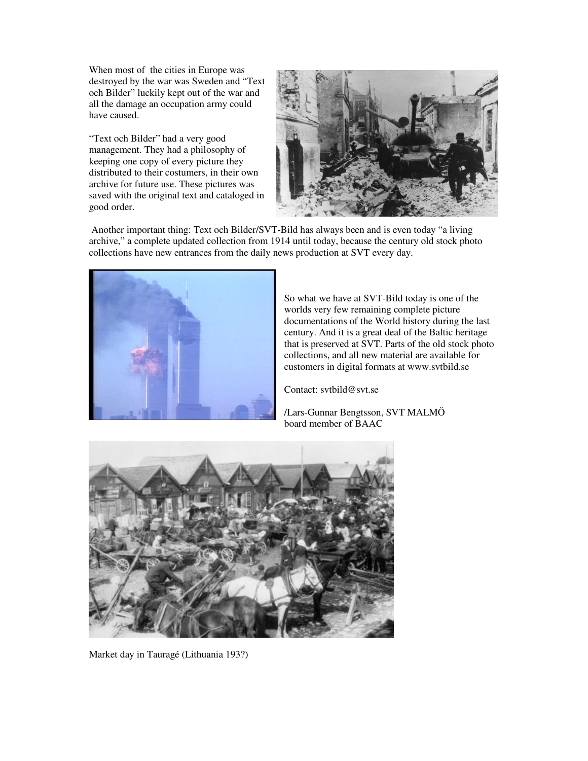When most of the cities in Europe was destroyed by the war was Sweden and "Text och Bilder" luckily kept out of the war and all the damage an occupation army could have caused.

"Text och Bilder" had a very good management. They had a philosophy of keeping one copy of every picture they distributed to their costumers, in their own archive for future use. These pictures was saved with the original text and cataloged in good order.

Another important thing: Text och Bilder/SVT-Bild has always been and is even today "a living archive," a complete updated collection from 1914 until today, because the century old stock photo collections have new entrances from the daily news production at SVT every day.

So what we have at SVT-Bild today is one of the worlds very few remaining complete picture documentations of the World history during the last century. And it is a great deal of the Baltic heritage that is preserved at SVT. Parts of the old stock photo collections, and all new material are available for customers in digital formats at www.svtbild.se

Contact: svtbild@svt.se

/Lars-Gunnar Bengtsson, SVT MALMÖ
board member of BAAC

Market day in Tauragé (Lithuania 193?)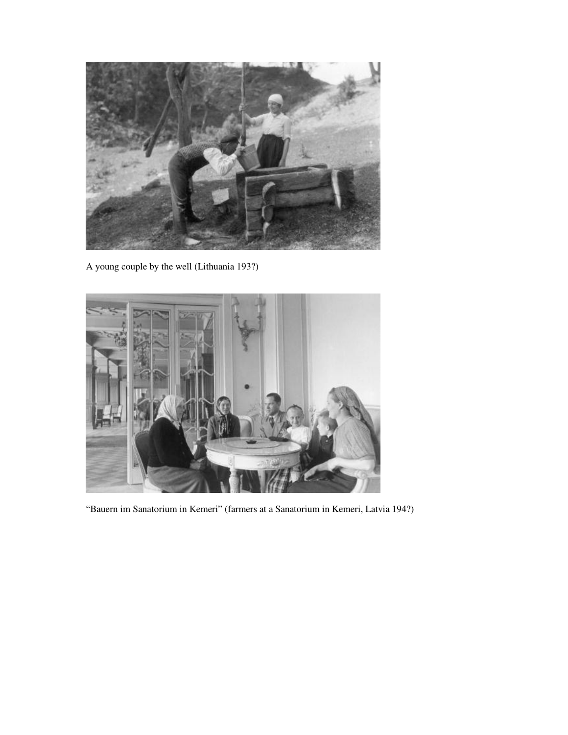A young couple by the well (Lithuania 193?)

“Bauern im Sanatorium in Kemeri” (farmers at a Sanatorium in Kemeri, Latvia 194?)